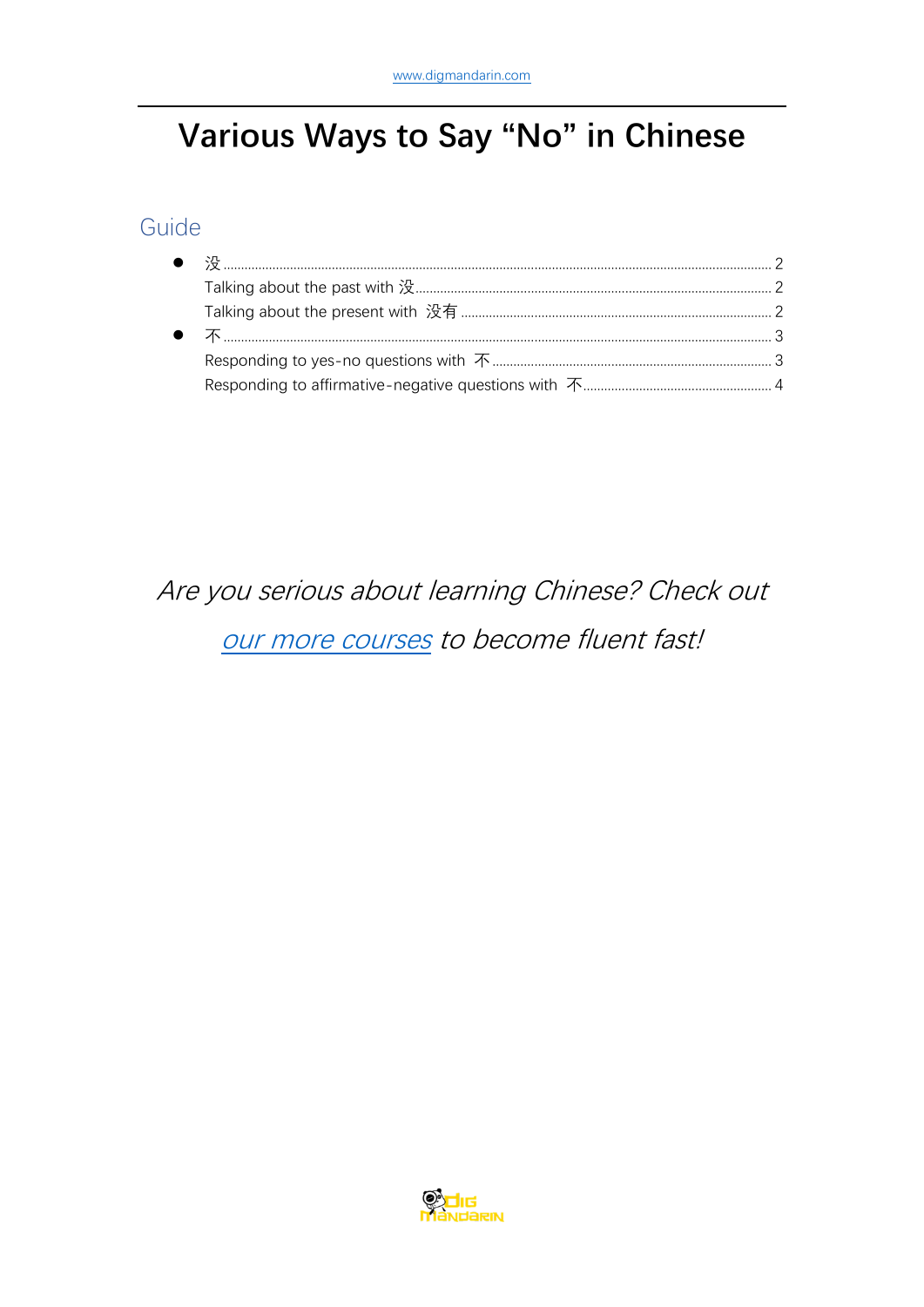# Various Ways to Say "No" in Chinese

## Guide

- 没 ........ 2
  - Talking about the past with 没 ........ 2
  - Talking about the present with 没有 ........ 2
- 不 ........ 3
  - Responding to yes-no questions with 不 ........ 3
  - Responding to affirmative-negative questions with 不 ........ 4

*Are you serious about learning Chinese? Check out [our more courses]() to become fluent fast!*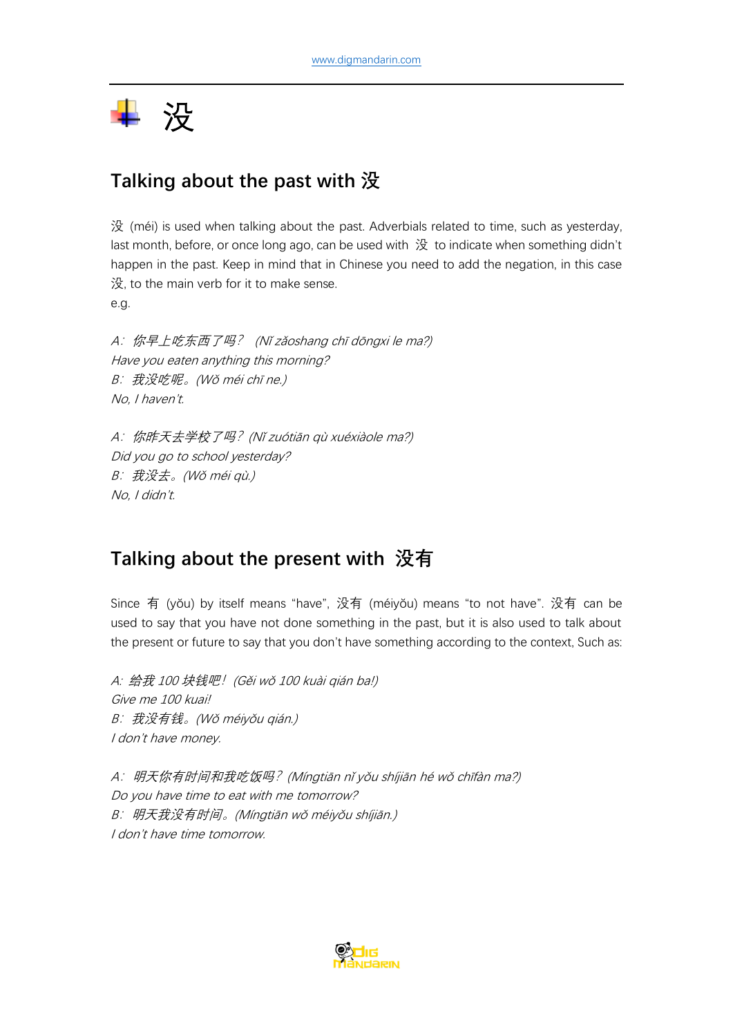# 没

## Talking about the past with 没

没 (méi) is used when talking about the past. Adverbials related to time, such as yesterday, last month, before, or once long ago, can be used with 没 to indicate when something didn't happen in the past. Keep in mind that in Chinese you need to add the negation, in this case 没, to the main verb for it to make sense.

e.g.

*A：你早上吃东西了吗？ (Nǐ zǎoshang chī dōngxi le ma?)*
*Have you eaten anything this morning?*
*B：我没吃呢。(Wǒ méi chī ne.)*
*No, I haven't.*

*A：你昨天去学校了吗？(Nǐ zuótiān qù xuéxiàole ma?)*
*Did you go to school yesterday?*
*B：我没去。(Wǒ méi qù.)*
*No, I didn't.*

## Talking about the present with 没有

Since 有 (yǒu) by itself means "have", 没有 (méiyǒu) means "to not have". 没有 can be used to say that you have not done something in the past, but it is also used to talk about the present or future to say that you don't have something according to the context, Such as:

*A: 给我 100 块钱吧！(Gěi wǒ 100 kuài qián ba!)*
*Give me 100 kuai!*
*B：我没有钱。(Wǒ méiyǒu qián.)*
*I don't have money.*

*A：明天你有时间和我吃饭吗？(Míngtiān nǐ yǒu shíjiān hé wǒ chīfàn ma?)*
*Do you have time to eat with me tomorrow?*
*B：明天我没有时间。(Míngtiān wǒ méiyǒu shíjiān.)*
*I don't have time tomorrow.*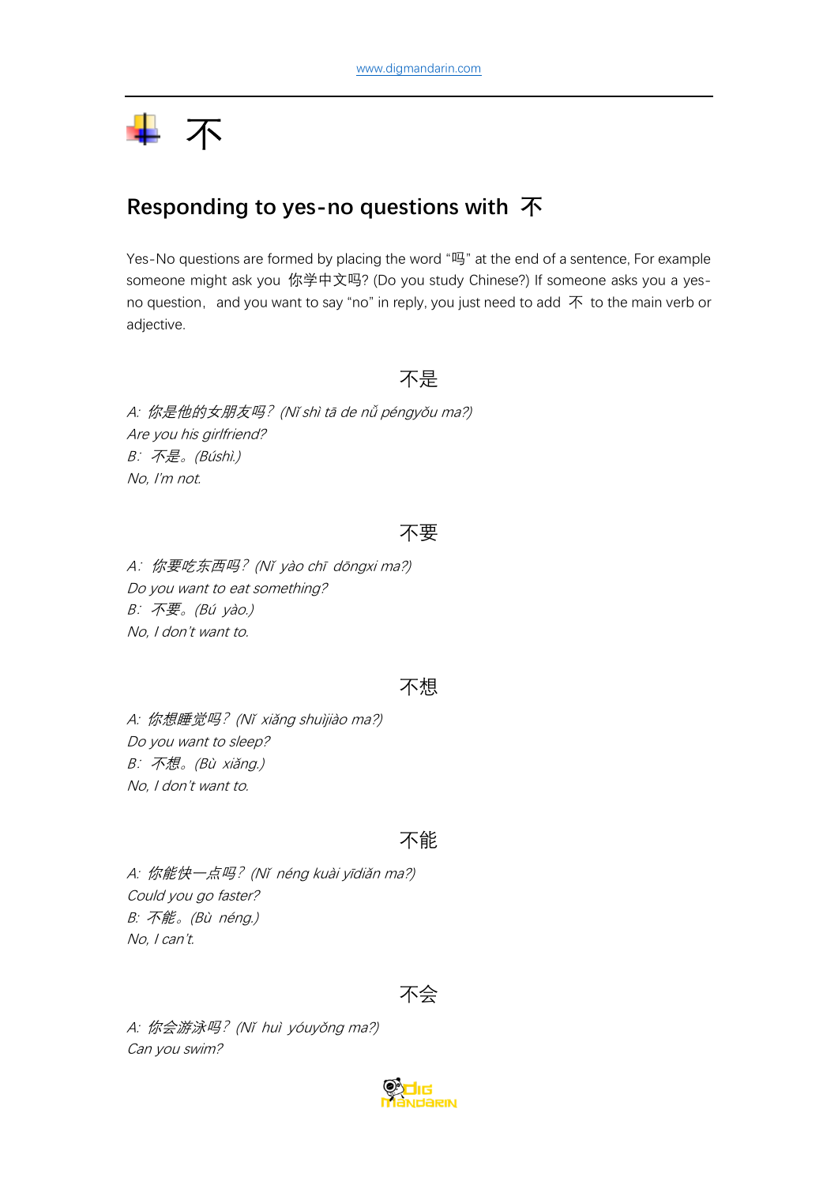# 不

## Responding to yes-no questions with 不

Yes-No questions are formed by placing the word "吗" at the end of a sentence, For example someone might ask you 你学中文吗? (Do you study Chinese?) If someone asks you a yes-no question, and you want to say "no" in reply, you just need to add 不 to the main verb or adjective.

### 不是

*A: 你是他的女朋友吗？(Nǐ shì tā de nǚ péngyǒu ma?)*
*Are you his girlfriend?*
*B: 不是。(Búshì.)*
*No, I'm not.*

### 不要

*A: 你要吃东西吗？(Nǐ yào chī dōngxi ma?)*
*Do you want to eat something?*
*B: 不要。(Bú yào.)*
*No, I don't want to.*

### 不想

*A: 你想睡觉吗？(Nǐ xiǎng shuìjiào ma?)*
*Do you want to sleep?*
*B: 不想。(Bù xiǎng.)*
*No, I don't want to.*

### 不能

*A: 你能快一点吗？(Nǐ néng kuài yīdiǎn ma?)*
*Could you go faster?*
*B: 不能。(Bù néng.)*
*No, I can't.*

### 不会

*A: 你会游泳吗？(Nǐ huì yóuyǒng ma?)*
*Can you swim?*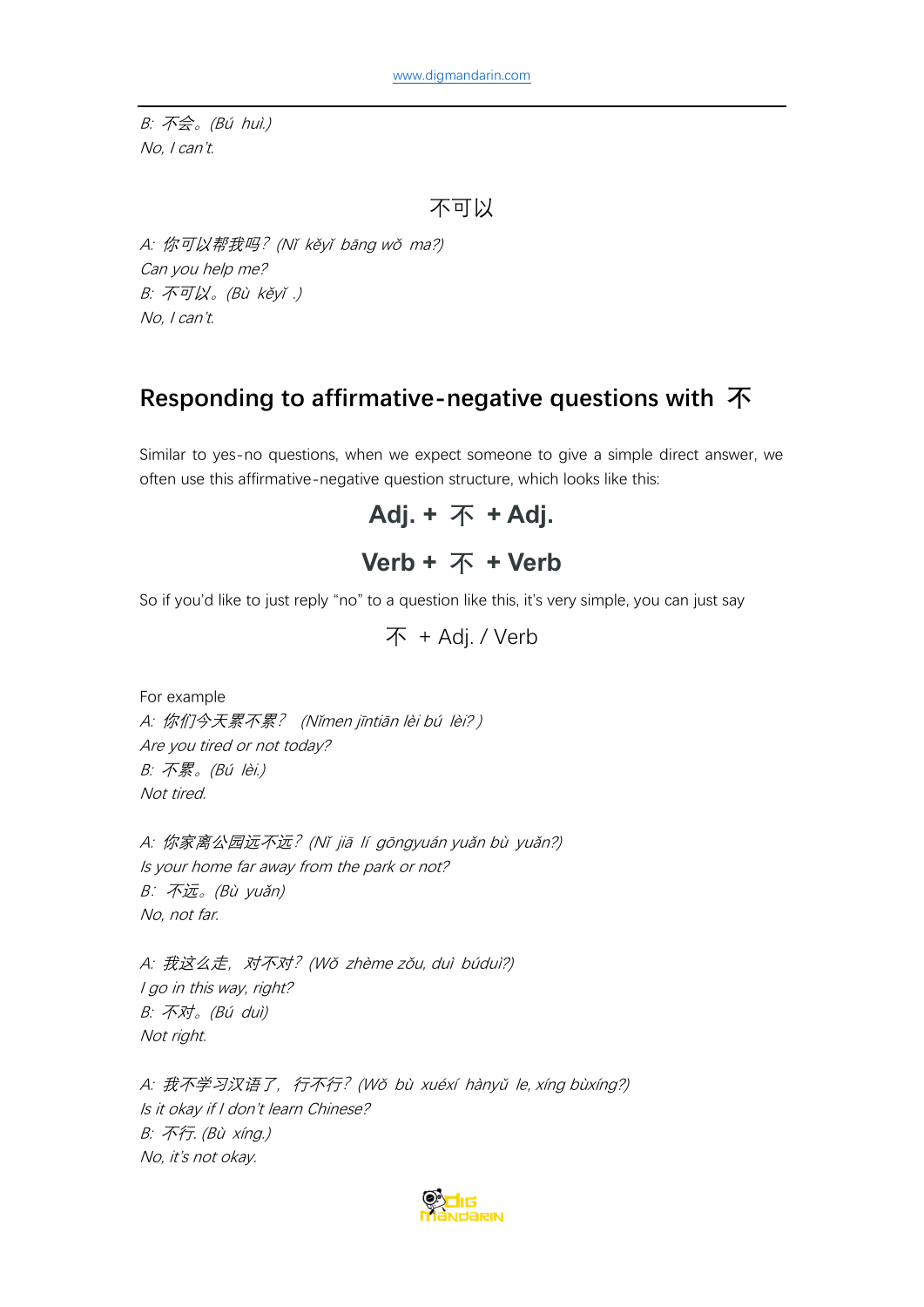*B: 不会。(Bú huì.)*
*No, I can't.*

### 不可以

*A: 你可以帮我吗？(Nǐ kěyǐ bāng wǒ ma?)*
*Can you help me?*
*B: 不可以。(Bù kěyǐ .)*
*No, I can't.*

## Responding to affirmative-negative questions with 不

Similar to yes-no questions, when we expect someone to give a simple direct answer, we often use this affirmative-negative question structure, which looks like this:

**Adj. + 不 + Adj.**

**Verb + 不 + Verb**

So if you'd like to just reply "no" to a question like this, it's very simple, you can just say

不 + Adj. / Verb

For example
*A: 你们今天累不累？ (Nǐmen jīntiān lèi bú lèi? )*
*Are you tired or not today?*
*B: 不累。(Bú lèi.)*
*Not tired.*

*A: 你家离公园远不远？(Nǐ jiā lí gōngyuán yuǎn bù yuǎn?)*
*Is your home far away from the park or not?*
*B: 不远。(Bù yuǎn)*
*No, not far.*

*A: 我这么走，对不对？(Wǒ zhème zǒu, duì búduì?)*
*I go in this way, right?*
*B: 不对。(Bú duì)*
*Not right.*

*A: 我不学习汉语了，行不行？(Wǒ bù xuéxí hànyǔ le, xíng bùxíng?)*
*Is it okay if I don't learn Chinese?*
*B: 不行. (Bù xíng.)*
*No, it's not okay.*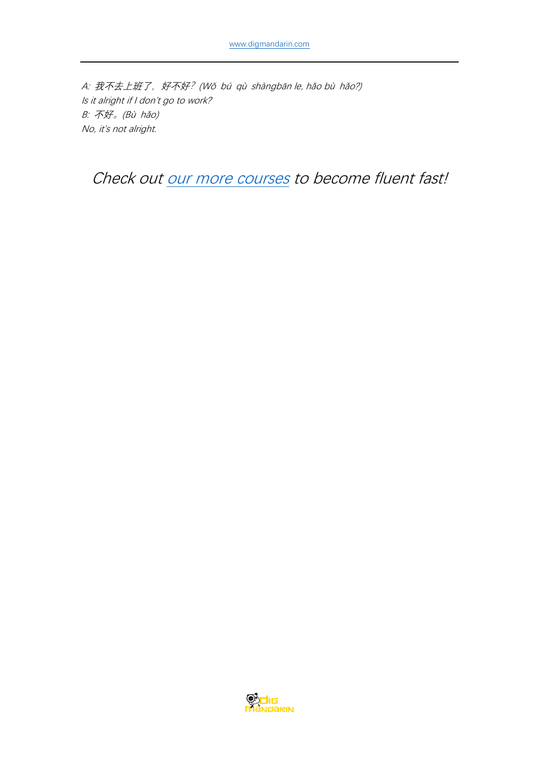*A: 我不去上班了，好不好？(Wǒ bú qù shàngbān le, hǎo bù hǎo?)*
*Is it alright if I don't go to work?*
*B: 不好。(Bù hǎo)*
*No, it's not alright.*

*Check out our more courses to become fluent fast!*